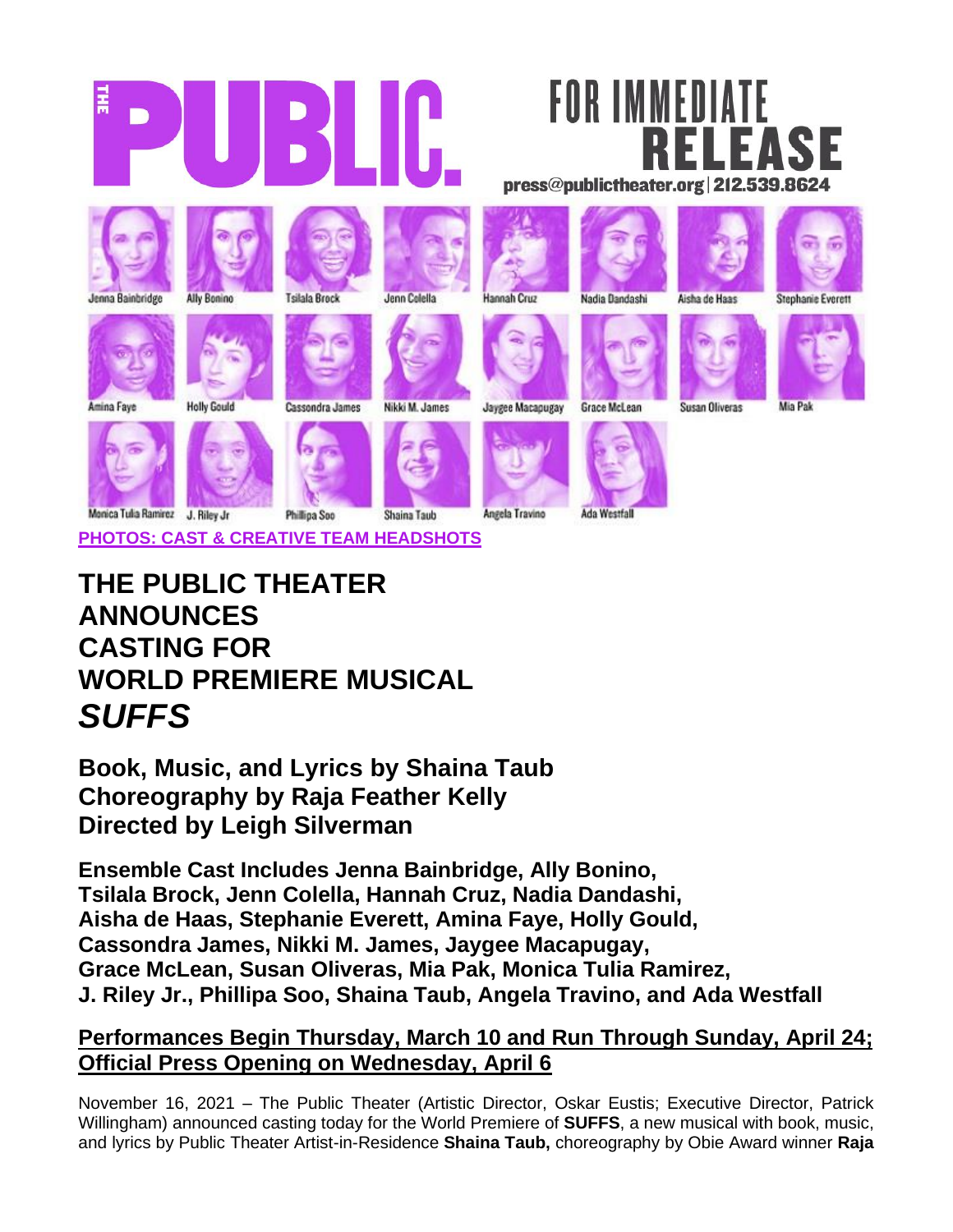THE PUBLIC.

FOR IMMEDIATE RELEASE

press@publictheater.org | 212.539.8624

Jenna Bainbridge | Ally Bonino | Tsilala Brock | Jenn Colella | Hannah Cruz | Nadia Dandashi | Aisha de Haas | Stephanie Everett

Amina Faye | Holly Gould | Cassondra James | Nikki M. James | Jaygee Macapugay | Grace McLean | Susan Oliveras | Mia Pak

Monica Tulia Ramirez | J. Riley Jr | Phillipa Soo | Shaina Taub | Angela Travino | Ada Westfall

**PHOTOS: CAST & CREATIVE TEAM HEADSHOTS**

# THE PUBLIC THEATER ANNOUNCES CASTING FOR WORLD PREMIERE MUSICAL *SUFFS*

## Book, Music, and Lyrics by Shaina Taub
## Choreography by Raja Feather Kelly
## Directed by Leigh Silverman

**Ensemble Cast Includes Jenna Bainbridge, Ally Bonino, Tsilala Brock, Jenn Colella, Hannah Cruz, Nadia Dandashi, Aisha de Haas, Stephanie Everett, Amina Faye, Holly Gould, Cassondra James, Nikki M. James, Jaygee Macapugay, Grace McLean, Susan Oliveras, Mia Pak, Monica Tulia Ramirez, J. Riley Jr., Phillipa Soo, Shaina Taub, Angela Travino, and Ada Westfall**

**Performances Begin Thursday, March 10 and Run Through Sunday, April 24; Official Press Opening on Wednesday, April 6**

November 16, 2021 – The Public Theater (Artistic Director, Oskar Eustis; Executive Director, Patrick Willingham) announced casting today for the World Premiere of **SUFFS**, a new musical with book, music, and lyrics by Public Theater Artist-in-Residence **Shaina Taub,** choreography by Obie Award winner **Raja**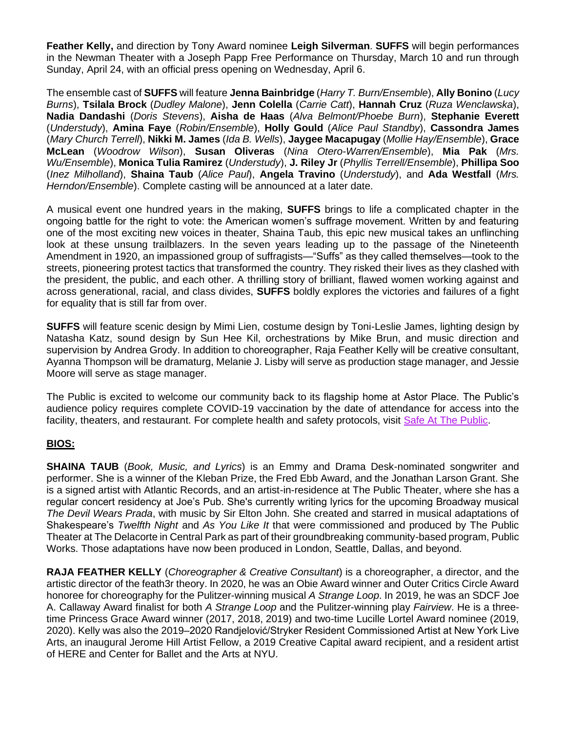**Feather Kelly,** and direction by Tony Award nominee **Leigh Silverman**. **SUFFS** will begin performances in the Newman Theater with a Joseph Papp Free Performance on Thursday, March 10 and run through Sunday, April 24, with an official press opening on Wednesday, April 6.

The ensemble cast of **SUFFS** will feature **Jenna Bainbridge** (*Harry T. Burn/Ensemble*), **Ally Bonino** (*Lucy Burns*), **Tsilala Brock** (*Dudley Malone*), **Jenn Colella** (*Carrie Catt*), **Hannah Cruz** (*Ruza Wenclawska*), **Nadia Dandashi** (*Doris Stevens*), **Aisha de Haas** (*Alva Belmont/Phoebe Burn*), **Stephanie Everett** (*Understudy*), **Amina Faye** (*Robin/Ensemble*), **Holly Gould** (*Alice Paul Standby*), **Cassondra James** (*Mary Church Terrell*), **Nikki M. James** (*Ida B. Wells*), **Jaygee Macapugay** (*Mollie Hay/Ensemble*), **Grace McLean** (*Woodrow Wilson*), **Susan Oliveras** (*Nina Otero-Warren/Ensemble*), **Mia Pak** (*Mrs. Wu/Ensemble*), **Monica Tulia Ramirez** (*Understudy*), **J. Riley Jr** (*Phyllis Terrell/Ensemble*), **Phillipa Soo** (*Inez Milholland*), **Shaina Taub** (*Alice Paul*), **Angela Travino** (*Understudy*), and **Ada Westfall** (*Mrs. Herndon/Ensemble*). Complete casting will be announced at a later date.

A musical event one hundred years in the making, **SUFFS** brings to life a complicated chapter in the ongoing battle for the right to vote: the American women's suffrage movement. Written by and featuring one of the most exciting new voices in theater, Shaina Taub, this epic new musical takes an unflinching look at these unsung trailblazers. In the seven years leading up to the passage of the Nineteenth Amendment in 1920, an impassioned group of suffragists—"Suffs" as they called themselves—took to the streets, pioneering protest tactics that transformed the country. They risked their lives as they clashed with the president, the public, and each other. A thrilling story of brilliant, flawed women working against and across generational, racial, and class divides, **SUFFS** boldly explores the victories and failures of a fight for equality that is still far from over.

**SUFFS** will feature scenic design by Mimi Lien, costume design by Toni-Leslie James, lighting design by Natasha Katz, sound design by Sun Hee Kil, orchestrations by Mike Brun, and music direction and supervision by Andrea Grody. In addition to choreographer, Raja Feather Kelly will be creative consultant, Ayanna Thompson will be dramaturg, Melanie J. Lisby will serve as production stage manager, and Jessie Moore will serve as stage manager.

The Public is excited to welcome our community back to its flagship home at Astor Place. The Public's audience policy requires complete COVID-19 vaccination by the date of attendance for access into the facility, theaters, and restaurant. For complete health and safety protocols, visit Safe At The Public.

## BIOS:

**SHAINA TAUB** (*Book, Music, and Lyrics*) is an Emmy and Drama Desk-nominated songwriter and performer. She is a winner of the Kleban Prize, the Fred Ebb Award, and the Jonathan Larson Grant. She is a signed artist with Atlantic Records, and an artist-in-residence at The Public Theater, where she has a regular concert residency at Joe's Pub. She's currently writing lyrics for the upcoming Broadway musical *The Devil Wears Prada*, with music by Sir Elton John. She created and starred in musical adaptations of Shakespeare's *Twelfth Night* and *As You Like It* that were commissioned and produced by The Public Theater at The Delacorte in Central Park as part of their groundbreaking community-based program, Public Works. Those adaptations have now been produced in London, Seattle, Dallas, and beyond.

**RAJA FEATHER KELLY** (*Choreographer & Creative Consultant*) is a choreographer, a director, and the artistic director of the feath3r theory. In 2020, he was an Obie Award winner and Outer Critics Circle Award honoree for choreography for the Pulitzer-winning musical *A Strange Loop*. In 2019, he was an SDCF Joe A. Callaway Award finalist for both *A Strange Loop* and the Pulitzer-winning play *Fairview*. He is a three-time Princess Grace Award winner (2017, 2018, 2019) and two-time Lucille Lortel Award nominee (2019, 2020). Kelly was also the 2019–2020 Randjelović/Stryker Resident Commissioned Artist at New York Live Arts, an inaugural Jerome Hill Artist Fellow, a 2019 Creative Capital award recipient, and a resident artist of HERE and Center for Ballet and the Arts at NYU.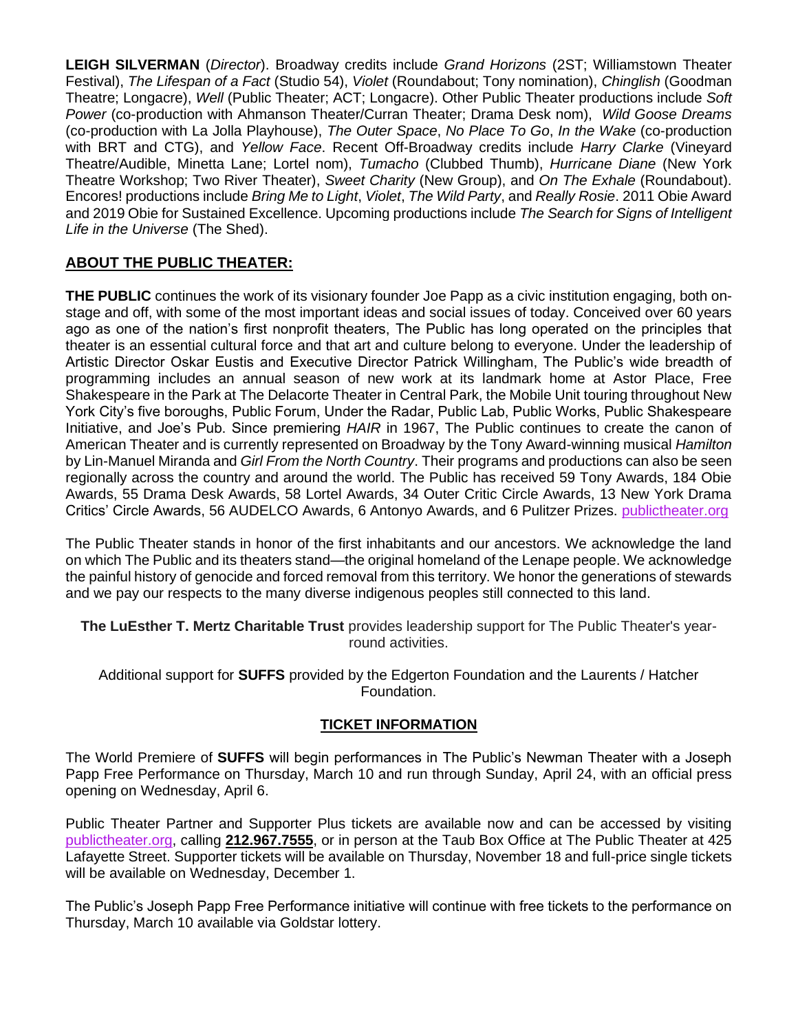**LEIGH SILVERMAN** (*Director*). Broadway credits include *Grand Horizons* (2ST; Williamstown Theater Festival), *The Lifespan of a Fact* (Studio 54), *Violet* (Roundabout; Tony nomination), *Chinglish* (Goodman Theatre; Longacre), *Well* (Public Theater; ACT; Longacre). Other Public Theater productions include *Soft Power* (co-production with Ahmanson Theater/Curran Theater; Drama Desk nom), *Wild Goose Dreams* (co-production with La Jolla Playhouse), *The Outer Space*, *No Place To Go*, *In the Wake* (co-production with BRT and CTG), and *Yellow Face*. Recent Off-Broadway credits include *Harry Clarke* (Vineyard Theatre/Audible, Minetta Lane; Lortel nom), *Tumacho* (Clubbed Thumb), *Hurricane Diane* (New York Theatre Workshop; Two River Theater), *Sweet Charity* (New Group), and *On The Exhale* (Roundabout). Encores! productions include *Bring Me to Light*, *Violet*, *The Wild Party*, and *Really Rosie*. 2011 Obie Award and 2019 Obie for Sustained Excellence. Upcoming productions include *The Search for Signs of Intelligent Life in the Universe* (The Shed).

## ABOUT THE PUBLIC THEATER:

**THE PUBLIC** continues the work of its visionary founder Joe Papp as a civic institution engaging, both on-stage and off, with some of the most important ideas and social issues of today. Conceived over 60 years ago as one of the nation's first nonprofit theaters, The Public has long operated on the principles that theater is an essential cultural force and that art and culture belong to everyone. Under the leadership of Artistic Director Oskar Eustis and Executive Director Patrick Willingham, The Public's wide breadth of programming includes an annual season of new work at its landmark home at Astor Place, Free Shakespeare in the Park at The Delacorte Theater in Central Park, the Mobile Unit touring throughout New York City's five boroughs, Public Forum, Under the Radar, Public Lab, Public Works, Public Shakespeare Initiative, and Joe's Pub. Since premiering *HAIR* in 1967, The Public continues to create the canon of American Theater and is currently represented on Broadway by the Tony Award-winning musical *Hamilton* by Lin-Manuel Miranda and *Girl From the North Country*. Their programs and productions can also be seen regionally across the country and around the world. The Public has received 59 Tony Awards, 184 Obie Awards, 55 Drama Desk Awards, 58 Lortel Awards, 34 Outer Critic Circle Awards, 13 New York Drama Critics' Circle Awards, 56 AUDELCO Awards, 6 Antonyo Awards, and 6 Pulitzer Prizes. publictheater.org

The Public Theater stands in honor of the first inhabitants and our ancestors. We acknowledge the land on which The Public and its theaters stand—the original homeland of the Lenape people. We acknowledge the painful history of genocide and forced removal from this territory. We honor the generations of stewards and we pay our respects to the many diverse indigenous peoples still connected to this land.

**The LuEsther T. Mertz Charitable Trust** provides leadership support for The Public Theater's year-round activities.

Additional support for **SUFFS** provided by the Edgerton Foundation and the Laurents / Hatcher Foundation.

## TICKET INFORMATION

The World Premiere of **SUFFS** will begin performances in The Public's Newman Theater with a Joseph Papp Free Performance on Thursday, March 10 and run through Sunday, April 24, with an official press opening on Wednesday, April 6.

Public Theater Partner and Supporter Plus tickets are available now and can be accessed by visiting publictheater.org, calling **212.967.7555**, or in person at the Taub Box Office at The Public Theater at 425 Lafayette Street. Supporter tickets will be available on Thursday, November 18 and full-price single tickets will be available on Wednesday, December 1.

The Public's Joseph Papp Free Performance initiative will continue with free tickets to the performance on Thursday, March 10 available via Goldstar lottery.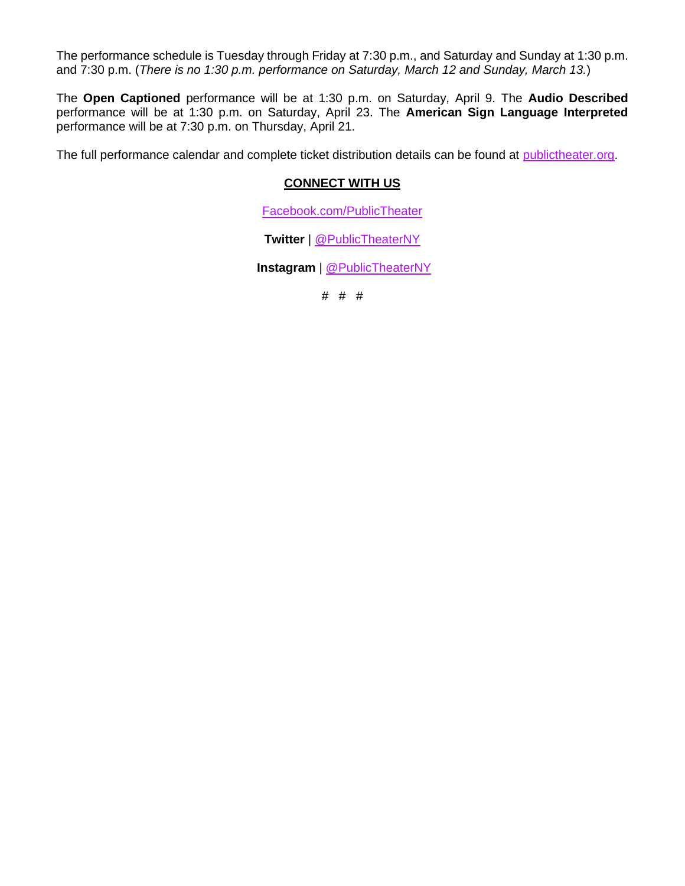The performance schedule is Tuesday through Friday at 7:30 p.m., and Saturday and Sunday at 1:30 p.m. and 7:30 p.m. (*There is no 1:30 p.m. performance on Saturday, March 12 and Sunday, March 13.*)

The **Open Captioned** performance will be at 1:30 p.m. on Saturday, April 9. The **Audio Described** performance will be at 1:30 p.m. on Saturday, April 23. The **American Sign Language Interpreted** performance will be at 7:30 p.m. on Thursday, April 21.

The full performance calendar and complete ticket distribution details can be found at publictheater.org.

**CONNECT WITH US**

Facebook.com/PublicTheater

**Twitter** | @PublicTheaterNY

**Instagram** | @PublicTheaterNY

# # #